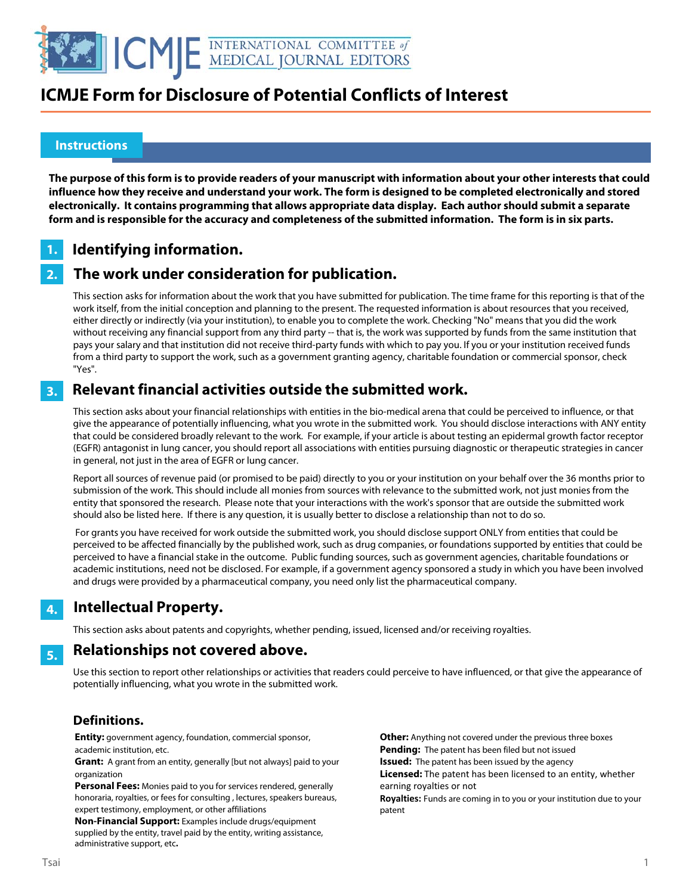# ICMJE Form for Disclosure of Potential Conflicts of Interest

## Instructions

**The purpose of this form is to provide readers of your manuscript with information about your other interests that could influence how they receive and understand your work. The form is designed to be completed electronically and stored electronically. It contains programming that allows appropriate data display. Each author should submit a separate form and is responsible for the accuracy and completeness of the submitted information. The form is in six parts.**

### 1. Identifying information.

### 2. The work under consideration for publication.

This section asks for information about the work that you have submitted for publication. The time frame for this reporting is that of the work itself, from the initial conception and planning to the present. The requested information is about resources that you received, either directly or indirectly (via your institution), to enable you to complete the work. Checking "No" means that you did the work without receiving any financial support from any third party -- that is, the work was supported by funds from the same institution that pays your salary and that institution did not receive third-party funds with which to pay you. If you or your institution received funds from a third party to support the work, such as a government granting agency, charitable foundation or commercial sponsor, check "Yes".

### 3. Relevant financial activities outside the submitted work.

This section asks about your financial relationships with entities in the bio-medical arena that could be perceived to influence, or that give the appearance of potentially influencing, what you wrote in the submitted work. You should disclose interactions with ANY entity that could be considered broadly relevant to the work. For example, if your article is about testing an epidermal growth factor receptor (EGFR) antagonist in lung cancer, you should report all associations with entities pursuing diagnostic or therapeutic strategies in cancer in general, not just in the area of EGFR or lung cancer.

Report all sources of revenue paid (or promised to be paid) directly to you or your institution on your behalf over the 36 months prior to submission of the work. This should include all monies from sources with relevance to the submitted work, not just monies from the entity that sponsored the research. Please note that your interactions with the work's sponsor that are outside the submitted work should also be listed here. If there is any question, it is usually better to disclose a relationship than not to do so.

For grants you have received for work outside the submitted work, you should disclose support ONLY from entities that could be perceived to be affected financially by the published work, such as drug companies, or foundations supported by entities that could be perceived to have a financial stake in the outcome. Public funding sources, such as government agencies, charitable foundations or academic institutions, need not be disclosed. For example, if a government agency sponsored a study in which you have been involved and drugs were provided by a pharmaceutical company, you need only list the pharmaceutical company.

### 4. Intellectual Property.

This section asks about patents and copyrights, whether pending, issued, licensed and/or receiving royalties.

### 5. Relationships not covered above.

Use this section to report other relationships or activities that readers could perceive to have influenced, or that give the appearance of potentially influencing, what you wrote in the submitted work.

### Definitions.

**Entity:** government agency, foundation, commercial sponsor, academic institution, etc.

**Grant:** A grant from an entity, generally [but not always] paid to your organization

**Personal Fees:** Monies paid to you for services rendered, generally honoraria, royalties, or fees for consulting , lectures, speakers bureaus, expert testimony, employment, or other affiliations

**Non-Financial Support:** Examples include drugs/equipment supplied by the entity, travel paid by the entity, writing assistance, administrative support, etc**.**

**Other:** Anything not covered under the previous three boxes

**Pending:** The patent has been filed but not issued

**Issued:** The patent has been issued by the agency

**Licensed:** The patent has been licensed to an entity, whether earning royalties or not

**Royalties:** Funds are coming in to you or your institution due to your patent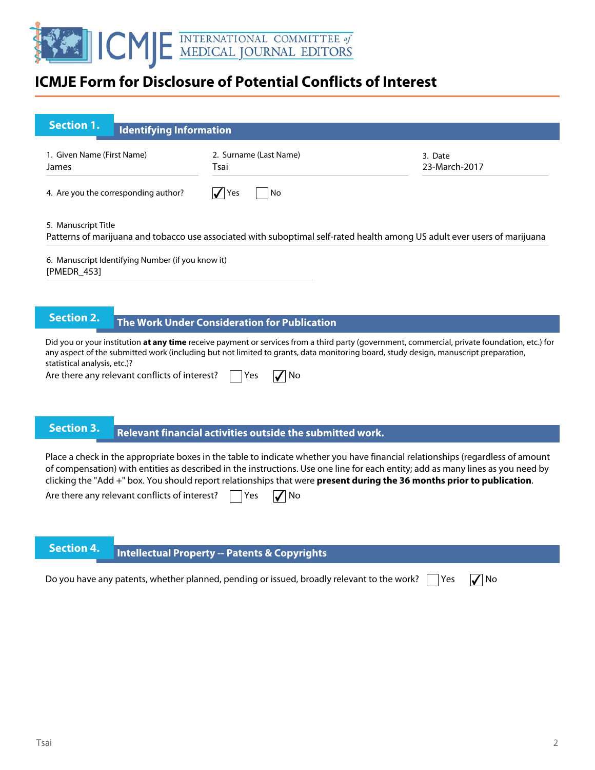# ICMJE Form for Disclosure of Potential Conflicts of Interest

## Section 1. Identifying Information

1. Given Name (First Name)
James

2. Surname (Last Name)
Tsai

3. Date
23-March-2017

4. Are you the corresponding author? ☑ Yes ☐ No

5. Manuscript Title
Patterns of marijuana and tobacco use associated with suboptimal self-rated health among US adult ever users of marijuana

6. Manuscript Identifying Number (if you know it)
[PMEDR_453]

## Section 2. The Work Under Consideration for Publication

Did you or your institution **at any time** receive payment or services from a third party (government, commercial, private foundation, etc.) for any aspect of the submitted work (including but not limited to grants, data monitoring board, study design, manuscript preparation, statistical analysis, etc.)?

Are there any relevant conflicts of interest? ☐ Yes ☑ No

## Section 3. Relevant financial activities outside the submitted work.

Place a check in the appropriate boxes in the table to indicate whether you have financial relationships (regardless of amount of compensation) with entities as described in the instructions. Use one line for each entity; add as many lines as you need by clicking the "Add +" box. You should report relationships that were **present during the 36 months prior to publication**.

Are there any relevant conflicts of interest? ☐ Yes ☑ No

## Section 4. Intellectual Property -- Patents & Copyrights

Do you have any patents, whether planned, pending or issued, broadly relevant to the work? ☐ Yes ☑ No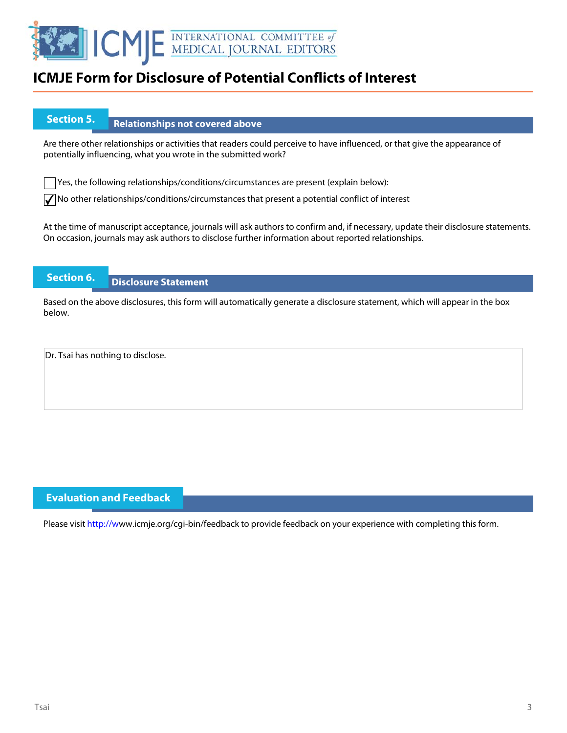# ICMJE Form for Disclosure of Potential Conflicts of Interest

## Section 5. Relationships not covered above

Are there other relationships or activities that readers could perceive to have influenced, or that give the appearance of potentially influencing, what you wrote in the submitted work?

☐ Yes, the following relationships/conditions/circumstances are present (explain below):

☑ No other relationships/conditions/circumstances that present a potential conflict of interest

At the time of manuscript acceptance, journals will ask authors to confirm and, if necessary, update their disclosure statements. On occasion, journals may ask authors to disclose further information about reported relationships.

## Section 6. Disclosure Statement

Based on the above disclosures, this form will automatically generate a disclosure statement, which will appear in the box below.

Dr. Tsai has nothing to disclose.

## Evaluation and Feedback

Please visit http://www.icmje.org/cgi-bin/feedback to provide feedback on your experience with completing this form.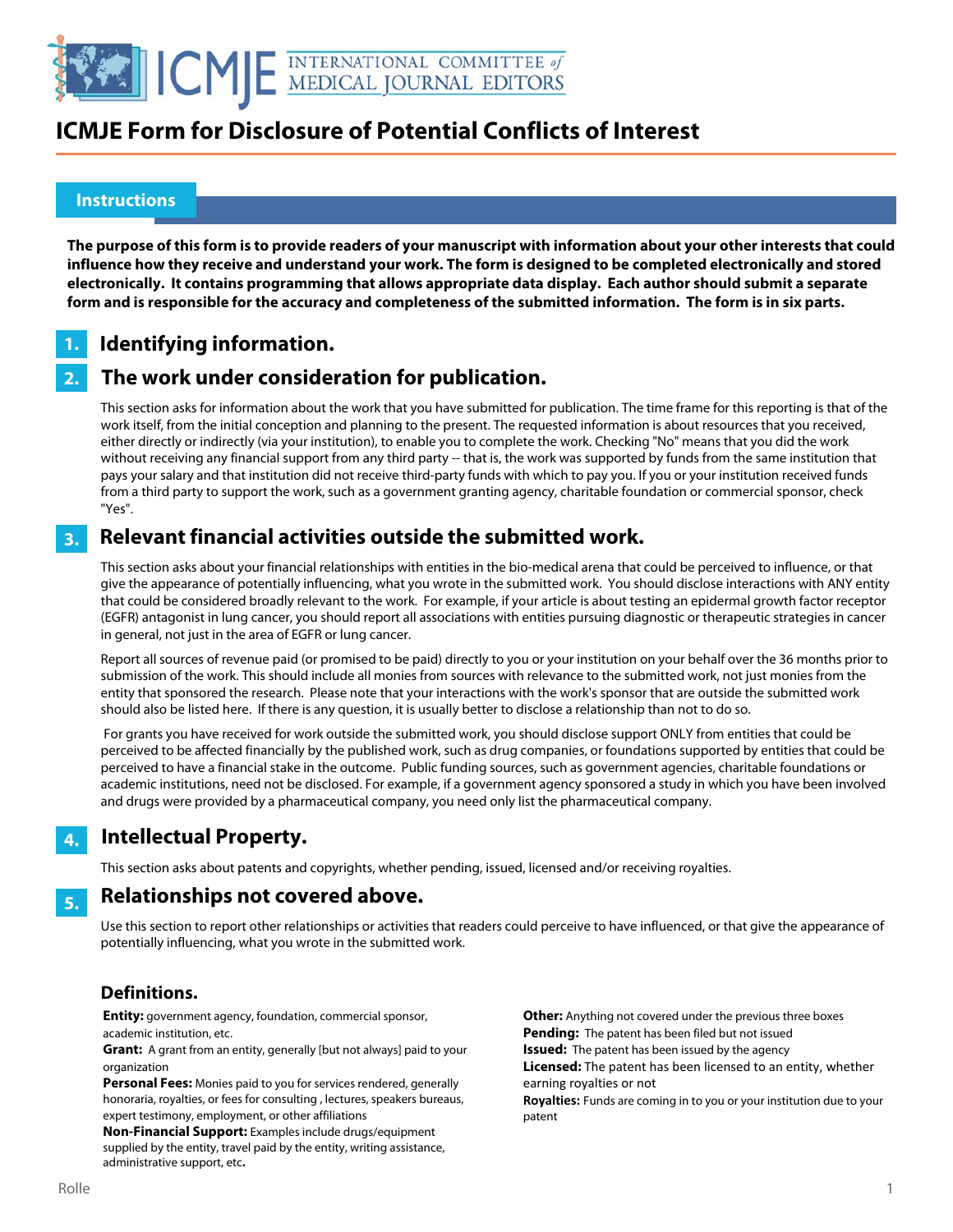# ICMJE Form for Disclosure of Potential Conflicts of Interest

## Instructions

**The purpose of this form is to provide readers of your manuscript with information about your other interests that could influence how they receive and understand your work. The form is designed to be completed electronically and stored electronically. It contains programming that allows appropriate data display. Each author should submit a separate form and is responsible for the accuracy and completeness of the submitted information. The form is in six parts.**

### 1. Identifying information.

### 2. The work under consideration for publication.

This section asks for information about the work that you have submitted for publication. The time frame for this reporting is that of the work itself, from the initial conception and planning to the present. The requested information is about resources that you received, either directly or indirectly (via your institution), to enable you to complete the work. Checking "No" means that you did the work without receiving any financial support from any third party -- that is, the work was supported by funds from the same institution that pays your salary and that institution did not receive third-party funds with which to pay you. If you or your institution received funds from a third party to support the work, such as a government granting agency, charitable foundation or commercial sponsor, check "Yes".

### 3. Relevant financial activities outside the submitted work.

This section asks about your financial relationships with entities in the bio-medical arena that could be perceived to influence, or that give the appearance of potentially influencing, what you wrote in the submitted work. You should disclose interactions with ANY entity that could be considered broadly relevant to the work. For example, if your article is about testing an epidermal growth factor receptor (EGFR) antagonist in lung cancer, you should report all associations with entities pursuing diagnostic or therapeutic strategies in cancer in general, not just in the area of EGFR or lung cancer.

Report all sources of revenue paid (or promised to be paid) directly to you or your institution on your behalf over the 36 months prior to submission of the work. This should include all monies from sources with relevance to the submitted work, not just monies from the entity that sponsored the research. Please note that your interactions with the work's sponsor that are outside the submitted work should also be listed here. If there is any question, it is usually better to disclose a relationship than not to do so.

For grants you have received for work outside the submitted work, you should disclose support ONLY from entities that could be perceived to be affected financially by the published work, such as drug companies, or foundations supported by entities that could be perceived to have a financial stake in the outcome. Public funding sources, such as government agencies, charitable foundations or academic institutions, need not be disclosed. For example, if a government agency sponsored a study in which you have been involved and drugs were provided by a pharmaceutical company, you need only list the pharmaceutical company.

### 4. Intellectual Property.

This section asks about patents and copyrights, whether pending, issued, licensed and/or receiving royalties.

### 5. Relationships not covered above.

Use this section to report other relationships or activities that readers could perceive to have influenced, or that give the appearance of potentially influencing, what you wrote in the submitted work.

### Definitions.

**Entity:** government agency, foundation, commercial sponsor, academic institution, etc.

**Grant:** A grant from an entity, generally [but not always] paid to your organization

**Personal Fees:** Monies paid to you for services rendered, generally honoraria, royalties, or fees for consulting , lectures, speakers bureaus, expert testimony, employment, or other affiliations

**Non-Financial Support:** Examples include drugs/equipment supplied by the entity, travel paid by the entity, writing assistance, administrative support, etc**.**

**Other:** Anything not covered under the previous three boxes

**Pending:** The patent has been filed but not issued

**Issued:** The patent has been issued by the agency

**Licensed:** The patent has been licensed to an entity, whether earning royalties or not

**Royalties:** Funds are coming in to you or your institution due to your patent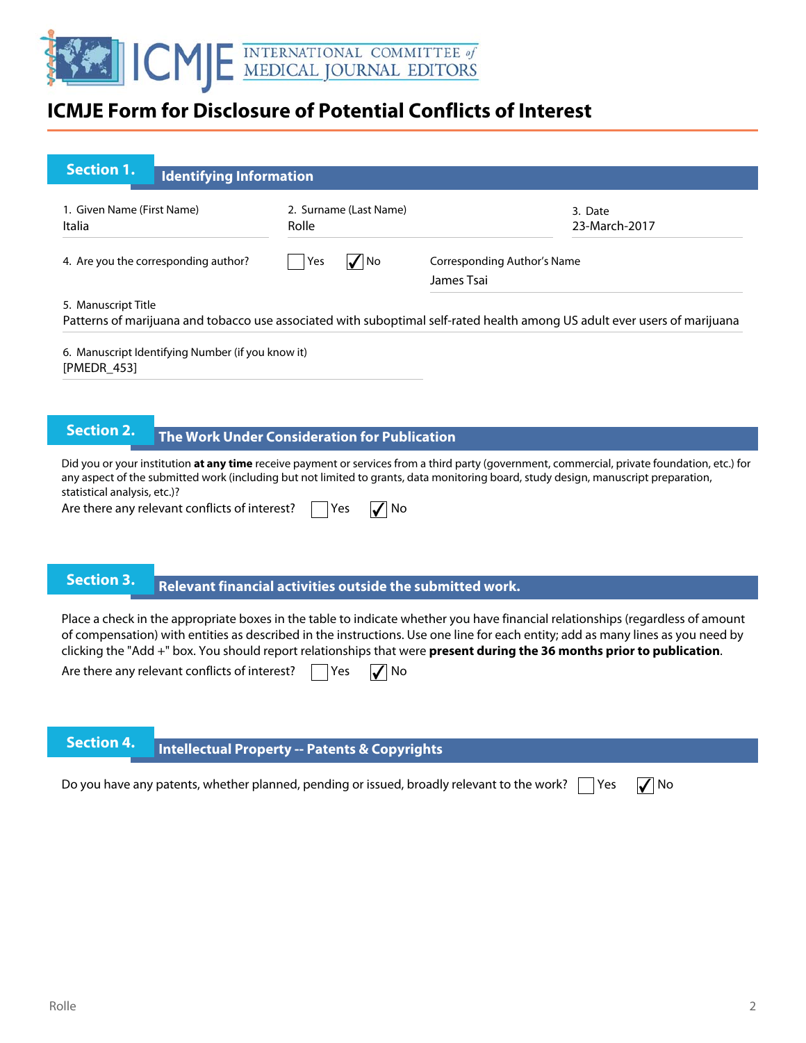# ICMJE Form for Disclosure of Potential Conflicts of Interest

## Section 1. Identifying Information

1. Given Name (First Name)
Italia

2. Surname (Last Name)
Rolle

3. Date
23-March-2017

4. Are you the corresponding author? ☐ Yes ☑ No

Corresponding Author's Name
James Tsai

5. Manuscript Title
Patterns of marijuana and tobacco use associated with suboptimal self-rated health among US adult ever users of marijuana

6. Manuscript Identifying Number (if you know it)
[PMEDR_453]

## Section 2. The Work Under Consideration for Publication

Did you or your institution **at any time** receive payment or services from a third party (government, commercial, private foundation, etc.) for any aspect of the submitted work (including but not limited to grants, data monitoring board, study design, manuscript preparation, statistical analysis, etc.)?

Are there any relevant conflicts of interest? ☐ Yes ☑ No

## Section 3. Relevant financial activities outside the submitted work.

Place a check in the appropriate boxes in the table to indicate whether you have financial relationships (regardless of amount of compensation) with entities as described in the instructions. Use one line for each entity; add as many lines as you need by clicking the "Add +" box. You should report relationships that were **present during the 36 months prior to publication**.

Are there any relevant conflicts of interest? ☐ Yes ☑ No

## Section 4. Intellectual Property -- Patents & Copyrights

Do you have any patents, whether planned, pending or issued, broadly relevant to the work? ☐ Yes ☑ No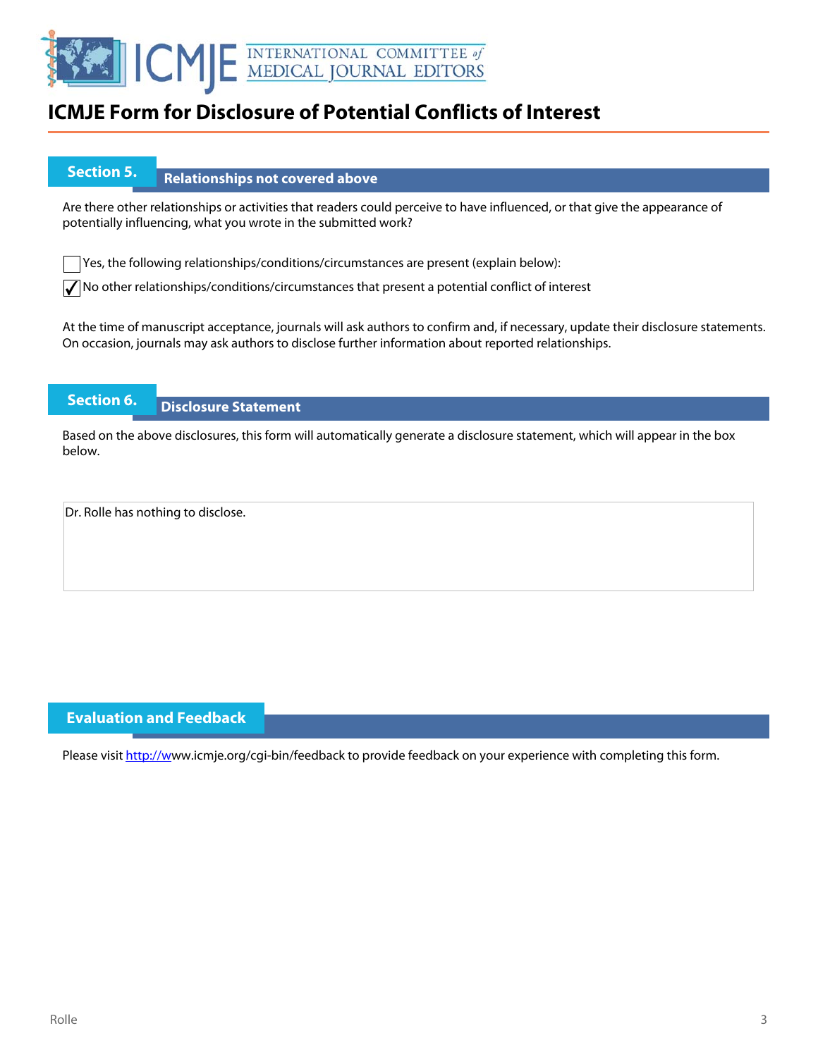# ICMJE Form for Disclosure of Potential Conflicts of Interest

## Section 5. Relationships not covered above

Are there other relationships or activities that readers could perceive to have influenced, or that give the appearance of potentially influencing, what you wrote in the submitted work?

☐ Yes, the following relationships/conditions/circumstances are present (explain below):

☑ No other relationships/conditions/circumstances that present a potential conflict of interest

At the time of manuscript acceptance, journals will ask authors to confirm and, if necessary, update their disclosure statements. On occasion, journals may ask authors to disclose further information about reported relationships.

## Section 6. Disclosure Statement

Based on the above disclosures, this form will automatically generate a disclosure statement, which will appear in the box below.

Dr. Rolle has nothing to disclose.

## Evaluation and Feedback

Please visit http://www.icmje.org/cgi-bin/feedback to provide feedback on your experience with completing this form.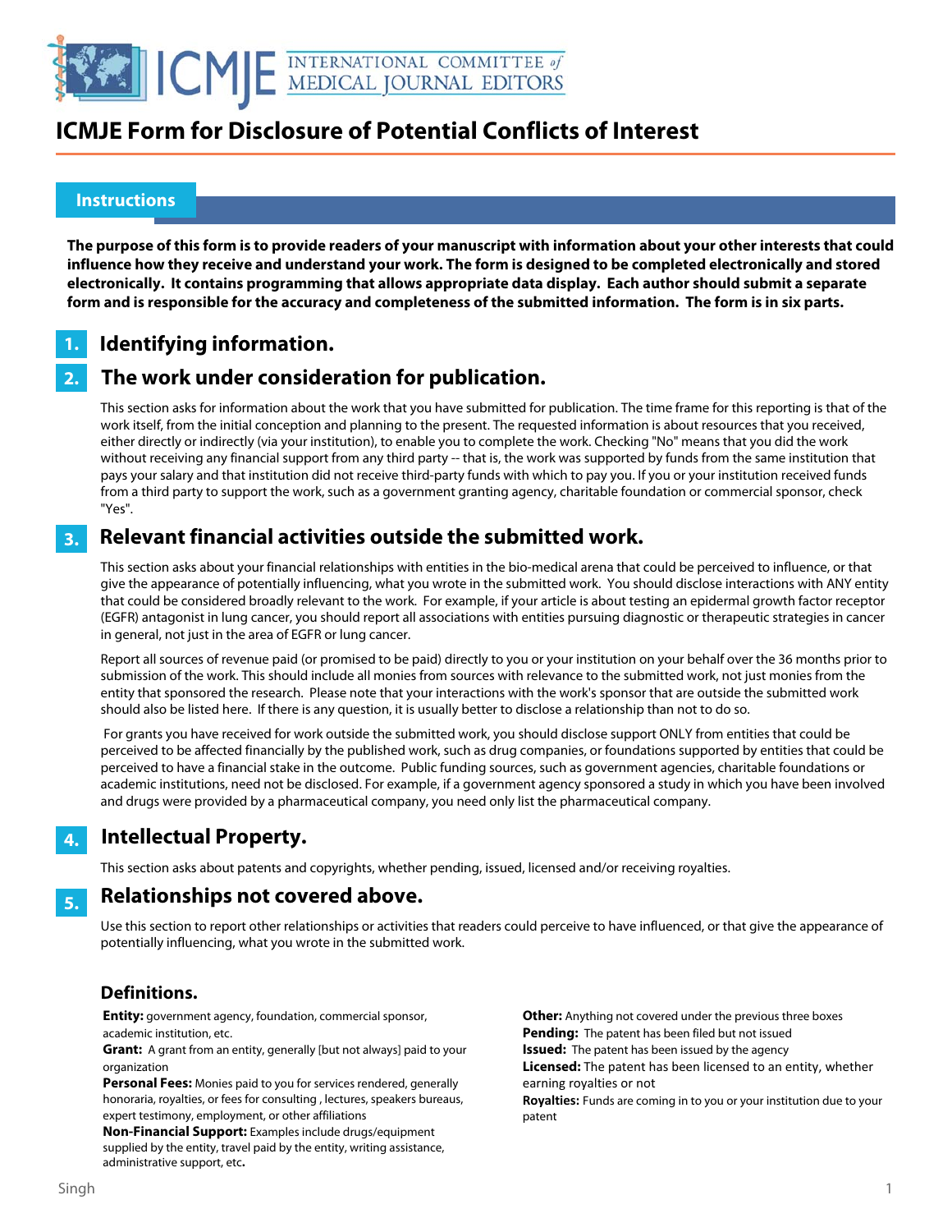# ICMJE Form for Disclosure of Potential Conflicts of Interest

## Instructions

**The purpose of this form is to provide readers of your manuscript with information about your other interests that could influence how they receive and understand your work. The form is designed to be completed electronically and stored electronically. It contains programming that allows appropriate data display. Each author should submit a separate form and is responsible for the accuracy and completeness of the submitted information. The form is in six parts.**

### 1. Identifying information.

### 2. The work under consideration for publication.

This section asks for information about the work that you have submitted for publication. The time frame for this reporting is that of the work itself, from the initial conception and planning to the present. The requested information is about resources that you received, either directly or indirectly (via your institution), to enable you to complete the work. Checking "No" means that you did the work without receiving any financial support from any third party -- that is, the work was supported by funds from the same institution that pays your salary and that institution did not receive third-party funds with which to pay you. If you or your institution received funds from a third party to support the work, such as a government granting agency, charitable foundation or commercial sponsor, check "Yes".

### 3. Relevant financial activities outside the submitted work.

This section asks about your financial relationships with entities in the bio-medical arena that could be perceived to influence, or that give the appearance of potentially influencing, what you wrote in the submitted work. You should disclose interactions with ANY entity that could be considered broadly relevant to the work. For example, if your article is about testing an epidermal growth factor receptor (EGFR) antagonist in lung cancer, you should report all associations with entities pursuing diagnostic or therapeutic strategies in cancer in general, not just in the area of EGFR or lung cancer.

Report all sources of revenue paid (or promised to be paid) directly to you or your institution on your behalf over the 36 months prior to submission of the work. This should include all monies from sources with relevance to the submitted work, not just monies from the entity that sponsored the research. Please note that your interactions with the work's sponsor that are outside the submitted work should also be listed here. If there is any question, it is usually better to disclose a relationship than not to do so.

For grants you have received for work outside the submitted work, you should disclose support ONLY from entities that could be perceived to be affected financially by the published work, such as drug companies, or foundations supported by entities that could be perceived to have a financial stake in the outcome. Public funding sources, such as government agencies, charitable foundations or academic institutions, need not be disclosed. For example, if a government agency sponsored a study in which you have been involved and drugs were provided by a pharmaceutical company, you need only list the pharmaceutical company.

### 4. Intellectual Property.

This section asks about patents and copyrights, whether pending, issued, licensed and/or receiving royalties.

### 5. Relationships not covered above.

Use this section to report other relationships or activities that readers could perceive to have influenced, or that give the appearance of potentially influencing, what you wrote in the submitted work.

### Definitions.

**Entity:** government agency, foundation, commercial sponsor, academic institution, etc.

**Grant:** A grant from an entity, generally [but not always] paid to your organization

**Personal Fees:** Monies paid to you for services rendered, generally honoraria, royalties, or fees for consulting , lectures, speakers bureaus, expert testimony, employment, or other affiliations

**Non-Financial Support:** Examples include drugs/equipment supplied by the entity, travel paid by the entity, writing assistance, administrative support, etc**.**

**Other:** Anything not covered under the previous three boxes

**Pending:** The patent has been filed but not issued

**Issued:** The patent has been issued by the agency

**Licensed:** The patent has been licensed to an entity, whether earning royalties or not

**Royalties:** Funds are coming in to you or your institution due to your patent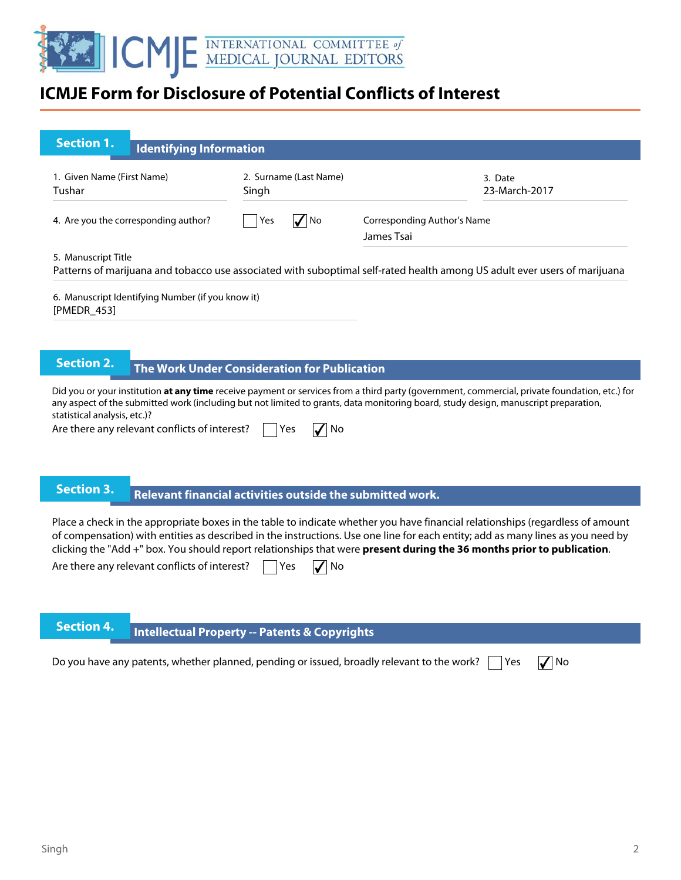# ICMJE Form for Disclosure of Potential Conflicts of Interest

## Section 1. Identifying Information

1. Given Name (First Name)
Tushar

2. Surname (Last Name)
Singh

3. Date
23-March-2017

4. Are you the corresponding author? ☐ Yes ☑ No

Corresponding Author's Name
James Tsai

5. Manuscript Title
Patterns of marijuana and tobacco use associated with suboptimal self-rated health among US adult ever users of marijuana

6. Manuscript Identifying Number (if you know it)
[PMEDR_453]

## Section 2. The Work Under Consideration for Publication

Did you or your institution **at any time** receive payment or services from a third party (government, commercial, private foundation, etc.) for any aspect of the submitted work (including but not limited to grants, data monitoring board, study design, manuscript preparation, statistical analysis, etc.)?

Are there any relevant conflicts of interest? ☐ Yes ☑ No

## Section 3. Relevant financial activities outside the submitted work.

Place a check in the appropriate boxes in the table to indicate whether you have financial relationships (regardless of amount of compensation) with entities as described in the instructions. Use one line for each entity; add as many lines as you need by clicking the "Add +" box. You should report relationships that were **present during the 36 months prior to publication**.

Are there any relevant conflicts of interest? ☐ Yes ☑ No

## Section 4. Intellectual Property -- Patents & Copyrights

Do you have any patents, whether planned, pending or issued, broadly relevant to the work? ☐ Yes ☑ No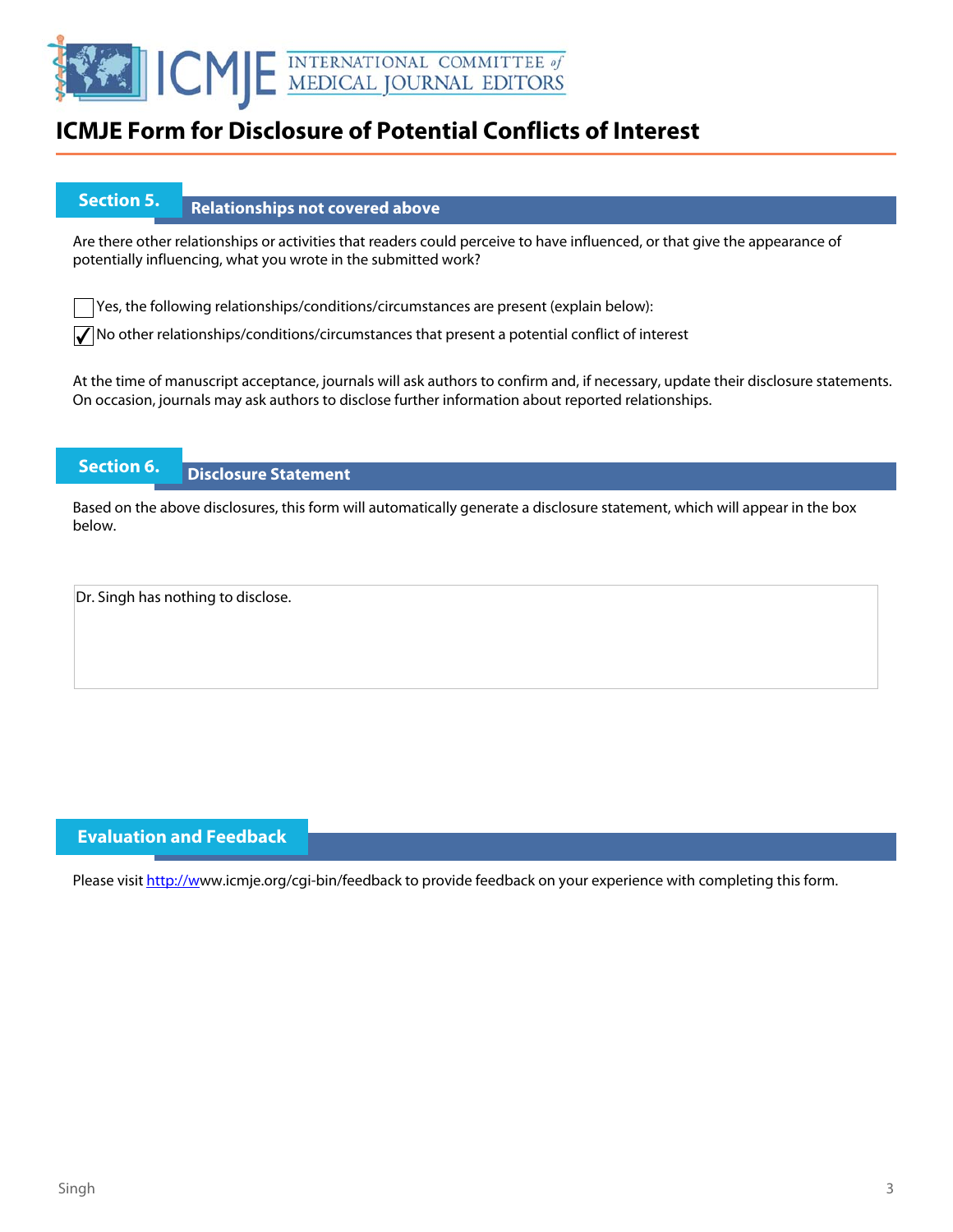# ICMJE Form for Disclosure of Potential Conflicts of Interest

## Section 5. Relationships not covered above

Are there other relationships or activities that readers could perceive to have influenced, or that give the appearance of potentially influencing, what you wrote in the submitted work?

☐ Yes, the following relationships/conditions/circumstances are present (explain below):

☑ No other relationships/conditions/circumstances that present a potential conflict of interest

At the time of manuscript acceptance, journals will ask authors to confirm and, if necessary, update their disclosure statements. On occasion, journals may ask authors to disclose further information about reported relationships.

## Section 6. Disclosure Statement

Based on the above disclosures, this form will automatically generate a disclosure statement, which will appear in the box below.

Dr. Singh has nothing to disclose.

## Evaluation and Feedback

Please visit http://www.icmje.org/cgi-bin/feedback to provide feedback on your experience with completing this form.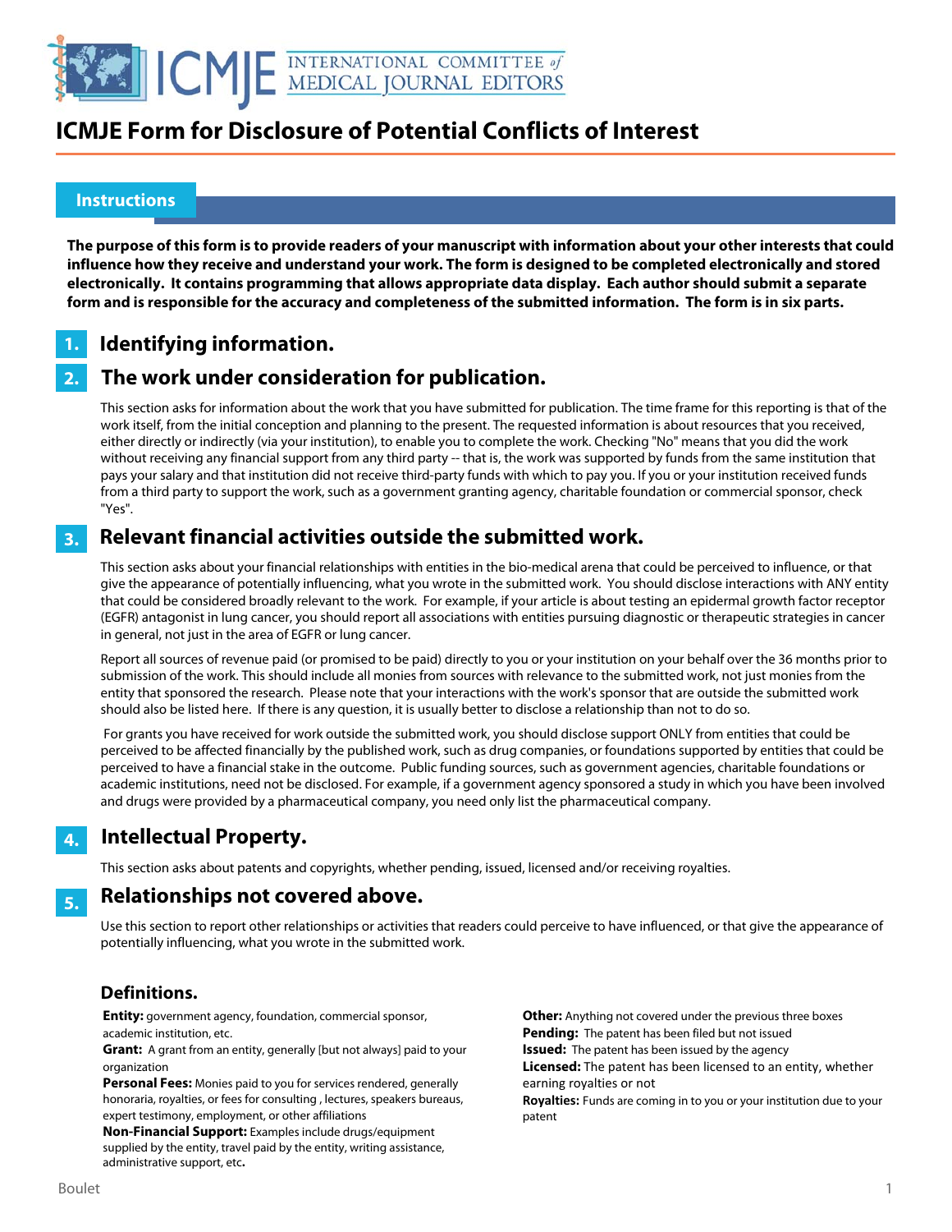# ICMJE Form for Disclosure of Potential Conflicts of Interest

## Instructions

**The purpose of this form is to provide readers of your manuscript with information about your other interests that could influence how they receive and understand your work. The form is designed to be completed electronically and stored electronically. It contains programming that allows appropriate data display. Each author should submit a separate form and is responsible for the accuracy and completeness of the submitted information. The form is in six parts.**

### 1. Identifying information.

### 2. The work under consideration for publication.

This section asks for information about the work that you have submitted for publication. The time frame for this reporting is that of the work itself, from the initial conception and planning to the present. The requested information is about resources that you received, either directly or indirectly (via your institution), to enable you to complete the work. Checking "No" means that you did the work without receiving any financial support from any third party -- that is, the work was supported by funds from the same institution that pays your salary and that institution did not receive third-party funds with which to pay you. If you or your institution received funds from a third party to support the work, such as a government granting agency, charitable foundation or commercial sponsor, check "Yes".

### 3. Relevant financial activities outside the submitted work.

This section asks about your financial relationships with entities in the bio-medical arena that could be perceived to influence, or that give the appearance of potentially influencing, what you wrote in the submitted work. You should disclose interactions with ANY entity that could be considered broadly relevant to the work. For example, if your article is about testing an epidermal growth factor receptor (EGFR) antagonist in lung cancer, you should report all associations with entities pursuing diagnostic or therapeutic strategies in cancer in general, not just in the area of EGFR or lung cancer.

Report all sources of revenue paid (or promised to be paid) directly to you or your institution on your behalf over the 36 months prior to submission of the work. This should include all monies from sources with relevance to the submitted work, not just monies from the entity that sponsored the research. Please note that your interactions with the work's sponsor that are outside the submitted work should also be listed here. If there is any question, it is usually better to disclose a relationship than not to do so.

For grants you have received for work outside the submitted work, you should disclose support ONLY from entities that could be perceived to be affected financially by the published work, such as drug companies, or foundations supported by entities that could be perceived to have a financial stake in the outcome. Public funding sources, such as government agencies, charitable foundations or academic institutions, need not be disclosed. For example, if a government agency sponsored a study in which you have been involved and drugs were provided by a pharmaceutical company, you need only list the pharmaceutical company.

### 4. Intellectual Property.

This section asks about patents and copyrights, whether pending, issued, licensed and/or receiving royalties.

### 5. Relationships not covered above.

Use this section to report other relationships or activities that readers could perceive to have influenced, or that give the appearance of potentially influencing, what you wrote in the submitted work.

### Definitions.

**Entity:** government agency, foundation, commercial sponsor, academic institution, etc.

**Grant:** A grant from an entity, generally [but not always] paid to your organization

**Personal Fees:** Monies paid to you for services rendered, generally honoraria, royalties, or fees for consulting , lectures, speakers bureaus, expert testimony, employment, or other affiliations

**Non-Financial Support:** Examples include drugs/equipment supplied by the entity, travel paid by the entity, writing assistance, administrative support, etc**.**

**Other:** Anything not covered under the previous three boxes

**Pending:** The patent has been filed but not issued

**Issued:** The patent has been issued by the agency

**Licensed:** The patent has been licensed to an entity, whether earning royalties or not

**Royalties:** Funds are coming in to you or your institution due to your patent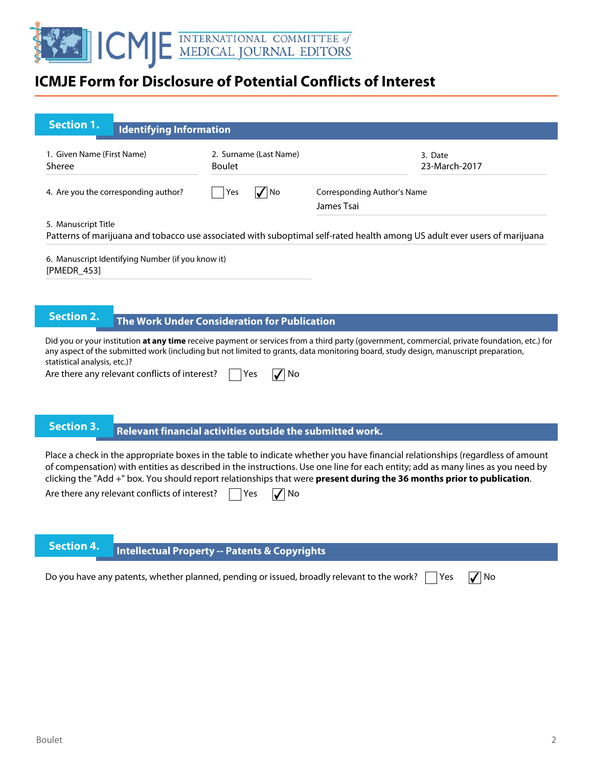# ICMJE Form for Disclosure of Potential Conflicts of Interest

## Section 1. Identifying Information

1. Given Name (First Name)
Sheree

2. Surname (Last Name)
Boulet

3. Date
23-March-2017

4. Are you the corresponding author? ☐ Yes ☑ No

Corresponding Author's Name
James Tsai

5. Manuscript Title
Patterns of marijuana and tobacco use associated with suboptimal self-rated health among US adult ever users of marijuana

6. Manuscript Identifying Number (if you know it)
[PMEDR_453]

## Section 2. The Work Under Consideration for Publication

Did you or your institution **at any time** receive payment or services from a third party (government, commercial, private foundation, etc.) for any aspect of the submitted work (including but not limited to grants, data monitoring board, study design, manuscript preparation, statistical analysis, etc.)?

Are there any relevant conflicts of interest? ☐ Yes ☑ No

## Section 3. Relevant financial activities outside the submitted work.

Place a check in the appropriate boxes in the table to indicate whether you have financial relationships (regardless of amount of compensation) with entities as described in the instructions. Use one line for each entity; add as many lines as you need by clicking the "Add +" box. You should report relationships that were **present during the 36 months prior to publication**.

Are there any relevant conflicts of interest? ☐ Yes ☑ No

## Section 4. Intellectual Property -- Patents & Copyrights

Do you have any patents, whether planned, pending or issued, broadly relevant to the work? ☐ Yes ☑ No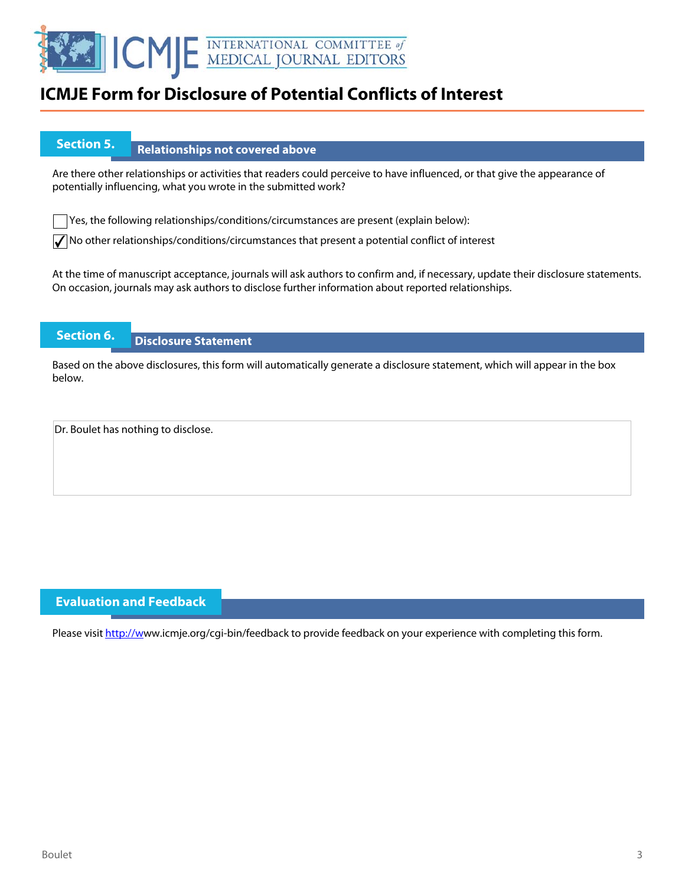# ICMJE Form for Disclosure of Potential Conflicts of Interest

## Section 5. Relationships not covered above

Are there other relationships or activities that readers could perceive to have influenced, or that give the appearance of potentially influencing, what you wrote in the submitted work?

☐ Yes, the following relationships/conditions/circumstances are present (explain below):

☑ No other relationships/conditions/circumstances that present a potential conflict of interest

At the time of manuscript acceptance, journals will ask authors to confirm and, if necessary, update their disclosure statements. On occasion, journals may ask authors to disclose further information about reported relationships.

## Section 6. Disclosure Statement

Based on the above disclosures, this form will automatically generate a disclosure statement, which will appear in the box below.

Dr. Boulet has nothing to disclose.

## Evaluation and Feedback

Please visit http://www.icmje.org/cgi-bin/feedback to provide feedback on your experience with completing this form.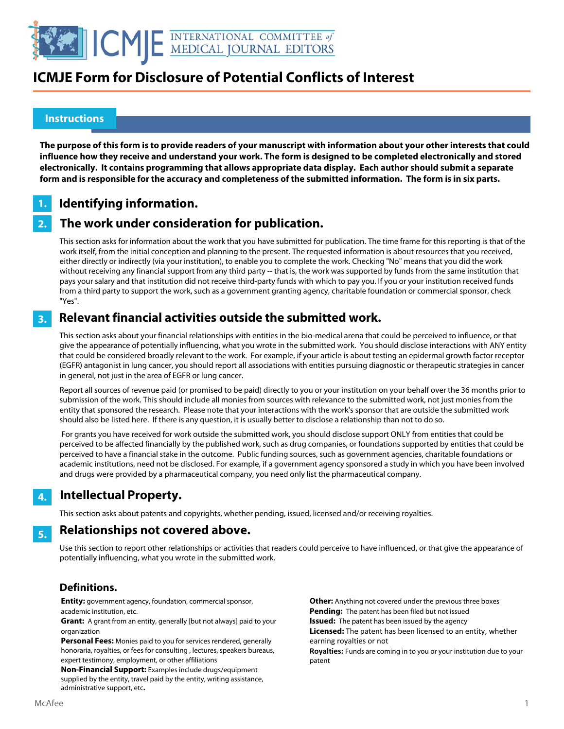# ICMJE Form for Disclosure of Potential Conflicts of Interest

## Instructions

**The purpose of this form is to provide readers of your manuscript with information about your other interests that could influence how they receive and understand your work. The form is designed to be completed electronically and stored electronically. It contains programming that allows appropriate data display. Each author should submit a separate form and is responsible for the accuracy and completeness of the submitted information. The form is in six parts.**

### 1. Identifying information.

### 2. The work under consideration for publication.

This section asks for information about the work that you have submitted for publication. The time frame for this reporting is that of the work itself, from the initial conception and planning to the present. The requested information is about resources that you received, either directly or indirectly (via your institution), to enable you to complete the work. Checking "No" means that you did the work without receiving any financial support from any third party -- that is, the work was supported by funds from the same institution that pays your salary and that institution did not receive third-party funds with which to pay you. If you or your institution received funds from a third party to support the work, such as a government granting agency, charitable foundation or commercial sponsor, check "Yes".

### 3. Relevant financial activities outside the submitted work.

This section asks about your financial relationships with entities in the bio-medical arena that could be perceived to influence, or that give the appearance of potentially influencing, what you wrote in the submitted work. You should disclose interactions with ANY entity that could be considered broadly relevant to the work. For example, if your article is about testing an epidermal growth factor receptor (EGFR) antagonist in lung cancer, you should report all associations with entities pursuing diagnostic or therapeutic strategies in cancer in general, not just in the area of EGFR or lung cancer.

Report all sources of revenue paid (or promised to be paid) directly to you or your institution on your behalf over the 36 months prior to submission of the work. This should include all monies from sources with relevance to the submitted work, not just monies from the entity that sponsored the research. Please note that your interactions with the work's sponsor that are outside the submitted work should also be listed here. If there is any question, it is usually better to disclose a relationship than not to do so.

For grants you have received for work outside the submitted work, you should disclose support ONLY from entities that could be perceived to be affected financially by the published work, such as drug companies, or foundations supported by entities that could be perceived to have a financial stake in the outcome. Public funding sources, such as government agencies, charitable foundations or academic institutions, need not be disclosed. For example, if a government agency sponsored a study in which you have been involved and drugs were provided by a pharmaceutical company, you need only list the pharmaceutical company.

### 4. Intellectual Property.

This section asks about patents and copyrights, whether pending, issued, licensed and/or receiving royalties.

### 5. Relationships not covered above.

Use this section to report other relationships or activities that readers could perceive to have influenced, or that give the appearance of potentially influencing, what you wrote in the submitted work.

### Definitions.

**Entity:** government agency, foundation, commercial sponsor, academic institution, etc.

**Grant:** A grant from an entity, generally [but not always] paid to your organization

**Personal Fees:** Monies paid to you for services rendered, generally honoraria, royalties, or fees for consulting , lectures, speakers bureaus, expert testimony, employment, or other affiliations

**Non-Financial Support:** Examples include drugs/equipment supplied by the entity, travel paid by the entity, writing assistance, administrative support, etc**.**

**Other:** Anything not covered under the previous three boxes

**Pending:** The patent has been filed but not issued

**Issued:** The patent has been issued by the agency

**Licensed:** The patent has been licensed to an entity, whether earning royalties or not

**Royalties:** Funds are coming in to you or your institution due to your patent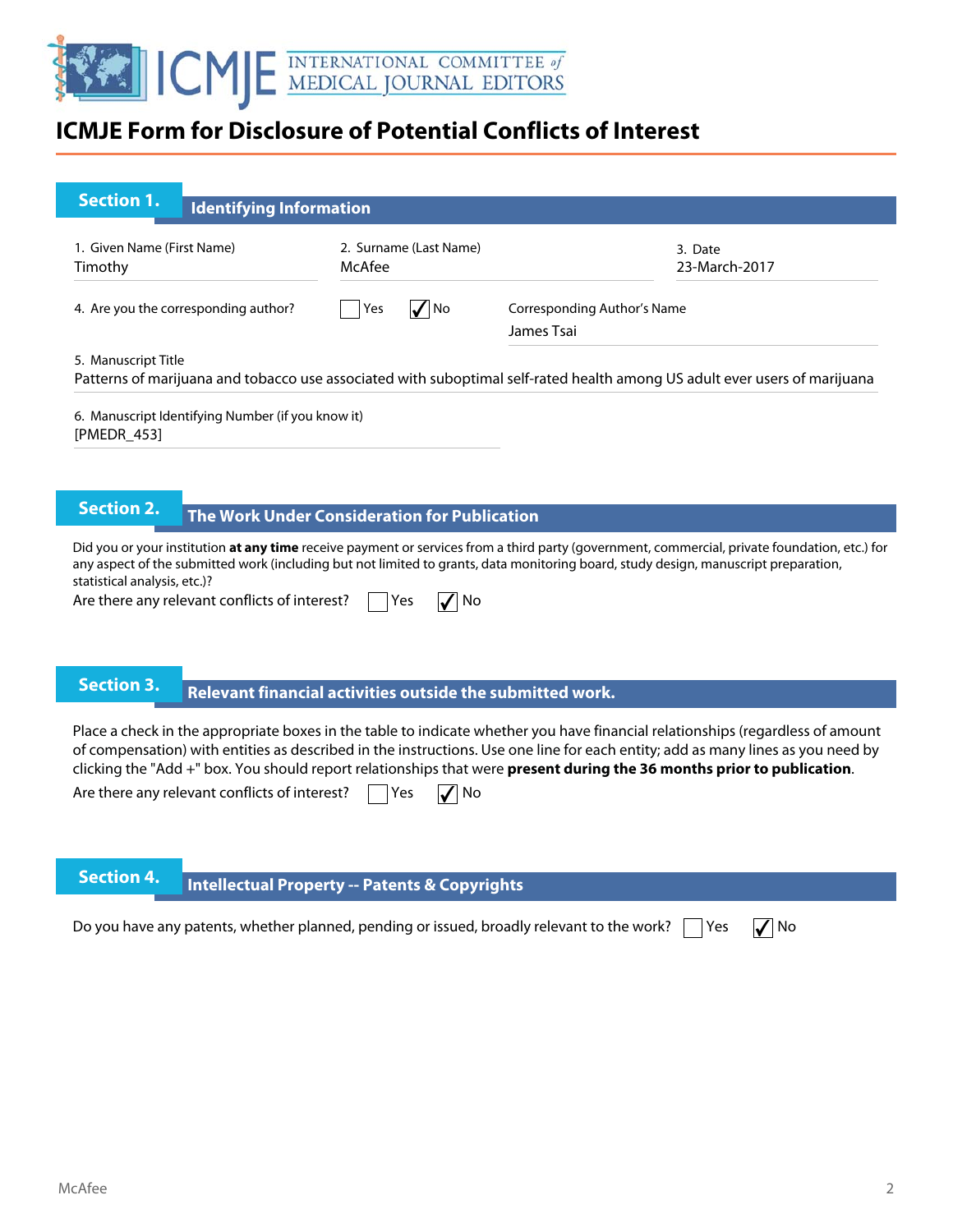# ICMJE Form for Disclosure of Potential Conflicts of Interest

## Section 1. Identifying Information

1. Given Name (First Name)
Timothy

2. Surname (Last Name)
McAfee

3. Date
23-March-2017

4. Are you the corresponding author? ☐ Yes ☑ No

Corresponding Author's Name
James Tsai

5. Manuscript Title
Patterns of marijuana and tobacco use associated with suboptimal self-rated health among US adult ever users of marijuana

6. Manuscript Identifying Number (if you know it)
[PMEDR_453]

## Section 2. The Work Under Consideration for Publication

Did you or your institution **at any time** receive payment or services from a third party (government, commercial, private foundation, etc.) for any aspect of the submitted work (including but not limited to grants, data monitoring board, study design, manuscript preparation, statistical analysis, etc.)?

Are there any relevant conflicts of interest? ☐ Yes ☑ No

## Section 3. Relevant financial activities outside the submitted work.

Place a check in the appropriate boxes in the table to indicate whether you have financial relationships (regardless of amount of compensation) with entities as described in the instructions. Use one line for each entity; add as many lines as you need by clicking the "Add +" box. You should report relationships that were **present during the 36 months prior to publication**.

Are there any relevant conflicts of interest? ☐ Yes ☑ No

## Section 4. Intellectual Property -- Patents & Copyrights

Do you have any patents, whether planned, pending or issued, broadly relevant to the work? ☐ Yes ☑ No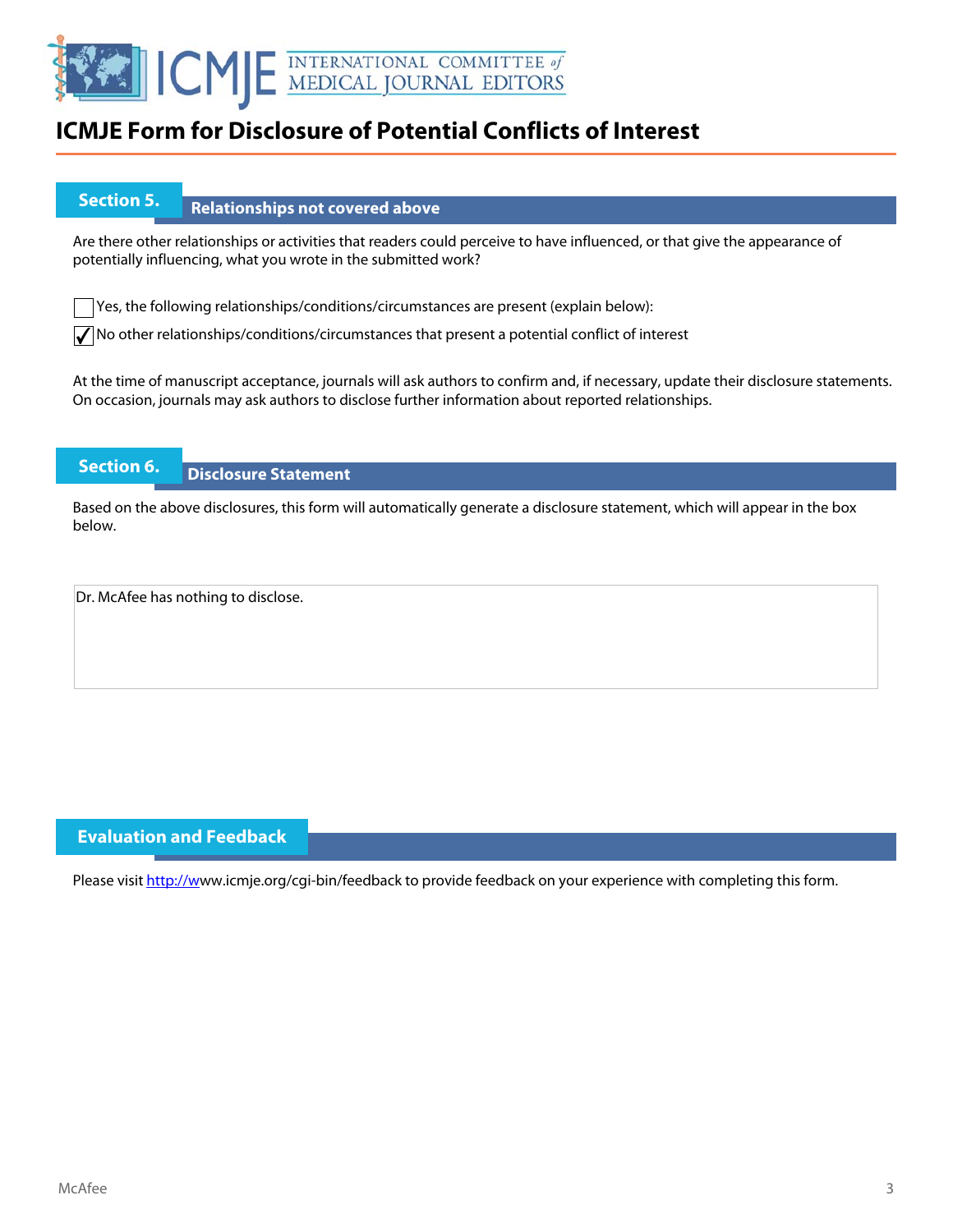# ICMJE Form for Disclosure of Potential Conflicts of Interest

## Section 5. Relationships not covered above

Are there other relationships or activities that readers could perceive to have influenced, or that give the appearance of potentially influencing, what you wrote in the submitted work?

☐ Yes, the following relationships/conditions/circumstances are present (explain below):

☑ No other relationships/conditions/circumstances that present a potential conflict of interest

At the time of manuscript acceptance, journals will ask authors to confirm and, if necessary, update their disclosure statements. On occasion, journals may ask authors to disclose further information about reported relationships.

## Section 6. Disclosure Statement

Based on the above disclosures, this form will automatically generate a disclosure statement, which will appear in the box below.

Dr. McAfee has nothing to disclose.

## Evaluation and Feedback

Please visit http://www.icmje.org/cgi-bin/feedback to provide feedback on your experience with completing this form.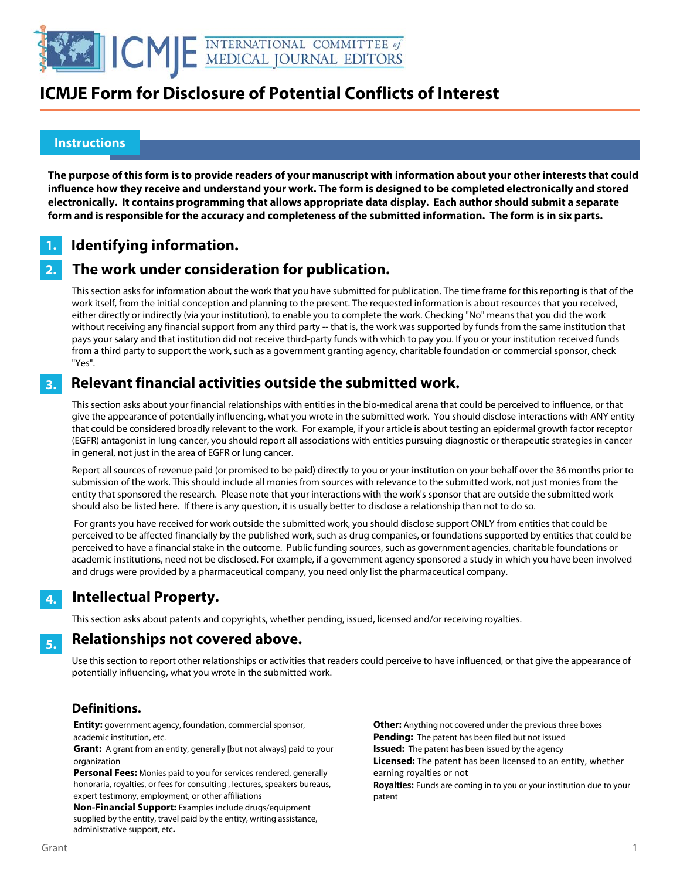# ICMJE Form for Disclosure of Potential Conflicts of Interest

## Instructions

**The purpose of this form is to provide readers of your manuscript with information about your other interests that could influence how they receive and understand your work. The form is designed to be completed electronically and stored electronically. It contains programming that allows appropriate data display. Each author should submit a separate form and is responsible for the accuracy and completeness of the submitted information. The form is in six parts.**

### 1. Identifying information.

### 2. The work under consideration for publication.

This section asks for information about the work that you have submitted for publication. The time frame for this reporting is that of the work itself, from the initial conception and planning to the present. The requested information is about resources that you received, either directly or indirectly (via your institution), to enable you to complete the work. Checking "No" means that you did the work without receiving any financial support from any third party -- that is, the work was supported by funds from the same institution that pays your salary and that institution did not receive third-party funds with which to pay you. If you or your institution received funds from a third party to support the work, such as a government granting agency, charitable foundation or commercial sponsor, check "Yes".

### 3. Relevant financial activities outside the submitted work.

This section asks about your financial relationships with entities in the bio-medical arena that could be perceived to influence, or that give the appearance of potentially influencing, what you wrote in the submitted work. You should disclose interactions with ANY entity that could be considered broadly relevant to the work. For example, if your article is about testing an epidermal growth factor receptor (EGFR) antagonist in lung cancer, you should report all associations with entities pursuing diagnostic or therapeutic strategies in cancer in general, not just in the area of EGFR or lung cancer.

Report all sources of revenue paid (or promised to be paid) directly to you or your institution on your behalf over the 36 months prior to submission of the work. This should include all monies from sources with relevance to the submitted work, not just monies from the entity that sponsored the research. Please note that your interactions with the work's sponsor that are outside the submitted work should also be listed here. If there is any question, it is usually better to disclose a relationship than not to do so.

For grants you have received for work outside the submitted work, you should disclose support ONLY from entities that could be perceived to be affected financially by the published work, such as drug companies, or foundations supported by entities that could be perceived to have a financial stake in the outcome. Public funding sources, such as government agencies, charitable foundations or academic institutions, need not be disclosed. For example, if a government agency sponsored a study in which you have been involved and drugs were provided by a pharmaceutical company, you need only list the pharmaceutical company.

### 4. Intellectual Property.

This section asks about patents and copyrights, whether pending, issued, licensed and/or receiving royalties.

### 5. Relationships not covered above.

Use this section to report other relationships or activities that readers could perceive to have influenced, or that give the appearance of potentially influencing, what you wrote in the submitted work.

### Definitions.

**Entity:** government agency, foundation, commercial sponsor, academic institution, etc.

**Grant:** A grant from an entity, generally [but not always] paid to your organization

**Personal Fees:** Monies paid to you for services rendered, generally honoraria, royalties, or fees for consulting , lectures, speakers bureaus, expert testimony, employment, or other affiliations

**Non-Financial Support:** Examples include drugs/equipment supplied by the entity, travel paid by the entity, writing assistance, administrative support, etc**.**

**Other:** Anything not covered under the previous three boxes

**Pending:** The patent has been filed but not issued

**Issued:** The patent has been issued by the agency

**Licensed:** The patent has been licensed to an entity, whether earning royalties or not

**Royalties:** Funds are coming in to you or your institution due to your patent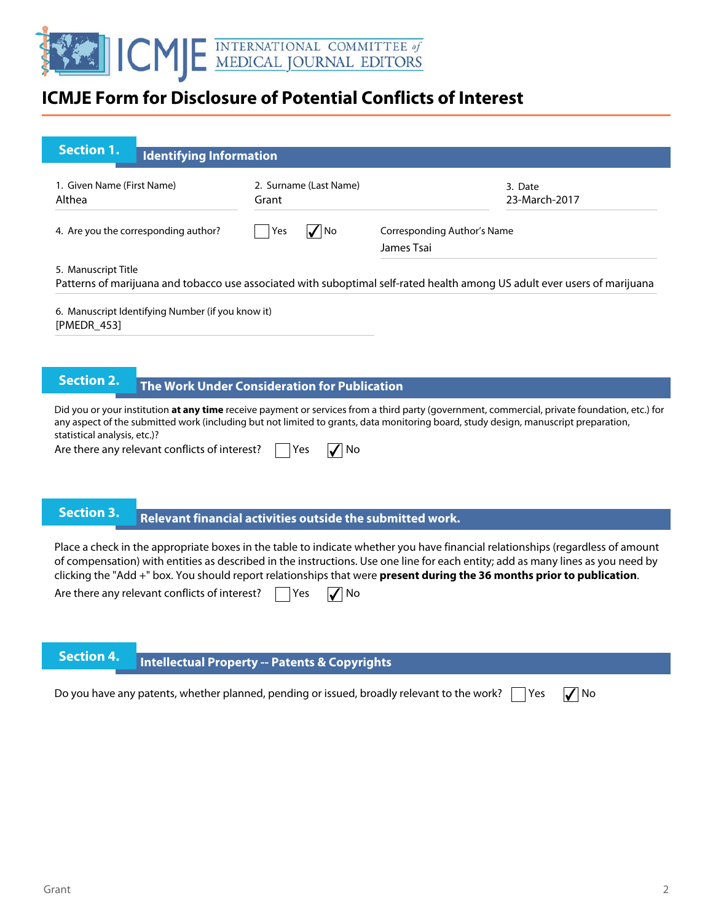# ICMJE Form for Disclosure of Potential Conflicts of Interest

## Section 1. Identifying Information

1. Given Name (First Name): Althea
2. Surname (Last Name): Grant
3. Date: 23-March-2017

4. Are you the corresponding author? ☐ Yes ☑ No

Corresponding Author's Name: James Tsai

5. Manuscript Title: Patterns of marijuana and tobacco use associated with suboptimal self-rated health among US adult ever users of marijuana

6. Manuscript Identifying Number (if you know it): [PMEDR_453]

## Section 2. The Work Under Consideration for Publication

Did you or your institution **at any time** receive payment or services from a third party (government, commercial, private foundation, etc.) for any aspect of the submitted work (including but not limited to grants, data monitoring board, study design, manuscript preparation, statistical analysis, etc.)?

Are there any relevant conflicts of interest? ☐ Yes ☑ No

## Section 3. Relevant financial activities outside the submitted work.

Place a check in the appropriate boxes in the table to indicate whether you have financial relationships (regardless of amount of compensation) with entities as described in the instructions. Use one line for each entity; add as many lines as you need by clicking the "Add +" box. You should report relationships that were **present during the 36 months prior to publication**.

Are there any relevant conflicts of interest? ☐ Yes ☑ No

## Section 4. Intellectual Property -- Patents & Copyrights

Do you have any patents, whether planned, pending or issued, broadly relevant to the work? ☐ Yes ☑ No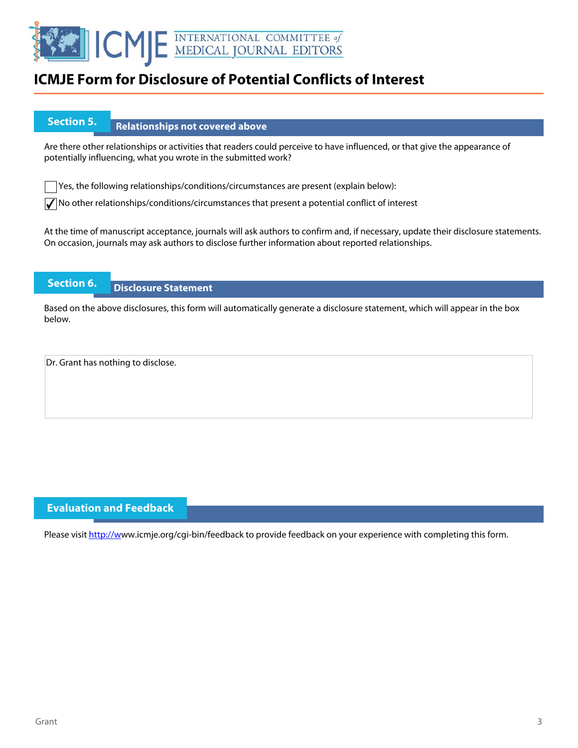# ICMJE Form for Disclosure of Potential Conflicts of Interest

## Section 5. Relationships not covered above

Are there other relationships or activities that readers could perceive to have influenced, or that give the appearance of potentially influencing, what you wrote in the submitted work?

☐ Yes, the following relationships/conditions/circumstances are present (explain below):

☑ No other relationships/conditions/circumstances that present a potential conflict of interest

At the time of manuscript acceptance, journals will ask authors to confirm and, if necessary, update their disclosure statements. On occasion, journals may ask authors to disclose further information about reported relationships.

## Section 6. Disclosure Statement

Based on the above disclosures, this form will automatically generate a disclosure statement, which will appear in the box below.

Dr. Grant has nothing to disclose.

## Evaluation and Feedback

Please visit http://www.icmje.org/cgi-bin/feedback to provide feedback on your experience with completing this form.